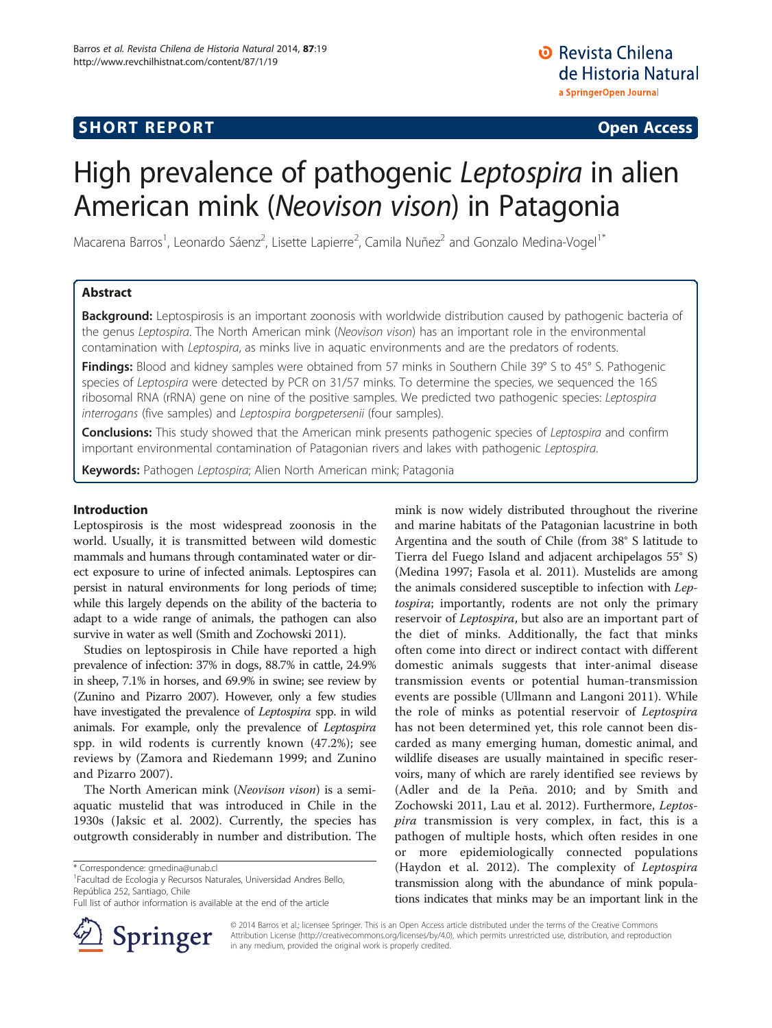**SHORT REPORT** **Open Access**

# High prevalence of pathogenic *Leptospira* in alien American mink (*Neovison vison*) in Patagonia

Macarena Barros[1], Leonardo Sáenz[2], Lisette Lapierre[2], Camila Nuñez[2] and Gonzalo Medina-Vogel[1*]

## Abstract

**Background:** Leptospirosis is an important zoonosis with worldwide distribution caused by pathogenic bacteria of the genus *Leptospira*. The North American mink (*Neovison vison*) has an important role in the environmental contamination with *Leptospira*, as minks live in aquatic environments and are the predators of rodents.

**Findings:** Blood and kidney samples were obtained from 57 minks in Southern Chile 39° S to 45° S. Pathogenic species of *Leptospira* were detected by PCR on 31/57 minks. To determine the species, we sequenced the 16S ribosomal RNA (rRNA) gene on nine of the positive samples. We predicted two pathogenic species: *Leptospira interrogans* (five samples) and *Leptospira borgpetersenii* (four samples).

**Conclusions:** This study showed that the American mink presents pathogenic species of *Leptospira* and confirm important environmental contamination of Patagonian rivers and lakes with pathogenic *Leptospira*.

**Keywords:** Pathogen *Leptospira*; Alien North American mink; Patagonia

## Introduction

Leptospirosis is the most widespread zoonosis in the world. Usually, it is transmitted between wild domestic mammals and humans through contaminated water or direct exposure to urine of infected animals. Leptospires can persist in natural environments for long periods of time; while this largely depends on the ability of the bacteria to adapt to a wide range of animals, the pathogen can also survive in water as well (Smith and Zochowski 2011).

Studies on leptospirosis in Chile have reported a high prevalence of infection: 37% in dogs, 88.7% in cattle, 24.9% in sheep, 7.1% in horses, and 69.9% in swine; see review by (Zunino and Pizarro 2007). However, only a few studies have investigated the prevalence of *Leptospira* spp. in wild animals. For example, only the prevalence of *Leptospira* spp. in wild rodents is currently known (47.2%); see reviews by (Zamora and Riedemann 1999; and Zunino and Pizarro 2007).

The North American mink (*Neovison vison*) is a semi-aquatic mustelid that was introduced in Chile in the 1930s (Jaksic et al. 2002). Currently, the species has outgrowth considerably in number and distribution. The mink is now widely distributed throughout the riverine and marine habitats of the Patagonian lacustrine in both Argentina and the south of Chile (from 38° S latitude to Tierra del Fuego Island and adjacent archipelagos 55° S) (Medina 1997; Fasola et al. 2011). Mustelids are among the animals considered susceptible to infection with *Leptospira*; importantly, rodents are not only the primary reservoir of *Leptospira*, but also are an important part of the diet of minks. Additionally, the fact that minks often come into direct or indirect contact with different domestic animals suggests that inter-animal disease transmission events or potential human-transmission events are possible (Ullmann and Langoni 2011). While the role of minks as potential reservoir of *Leptospira* has not been determined yet, this role cannot been discarded as many emerging human, domestic animal, and wildlife diseases are usually maintained in specific reservoirs, many of which are rarely identified see reviews by (Adler and de la Peña. 2010; and by Smith and Zochowski 2011, Lau et al. 2012). Furthermore, *Leptospira* transmission is very complex, in fact, this is a pathogen of multiple hosts, which often resides in one or more epidemiologically connected populations (Haydon et al. 2012). The complexity of *Leptospira* transmission along with the abundance of mink populations indicates that minks may be an important link in the

\* Correspondence: gmedina@unab.cl
[1]Facultad de Ecologia y Recursos Naturales, Universidad Andres Bello, República 252, Santiago, Chile
Full list of author information is available at the end of the article

© 2014 Barros et al.; licensee Springer. This is an Open Access article distributed under the terms of the Creative Commons Attribution License (http://creativecommons.org/licenses/by/4.0), which permits unrestricted use, distribution, and reproduction in any medium, provided the original work is properly credited.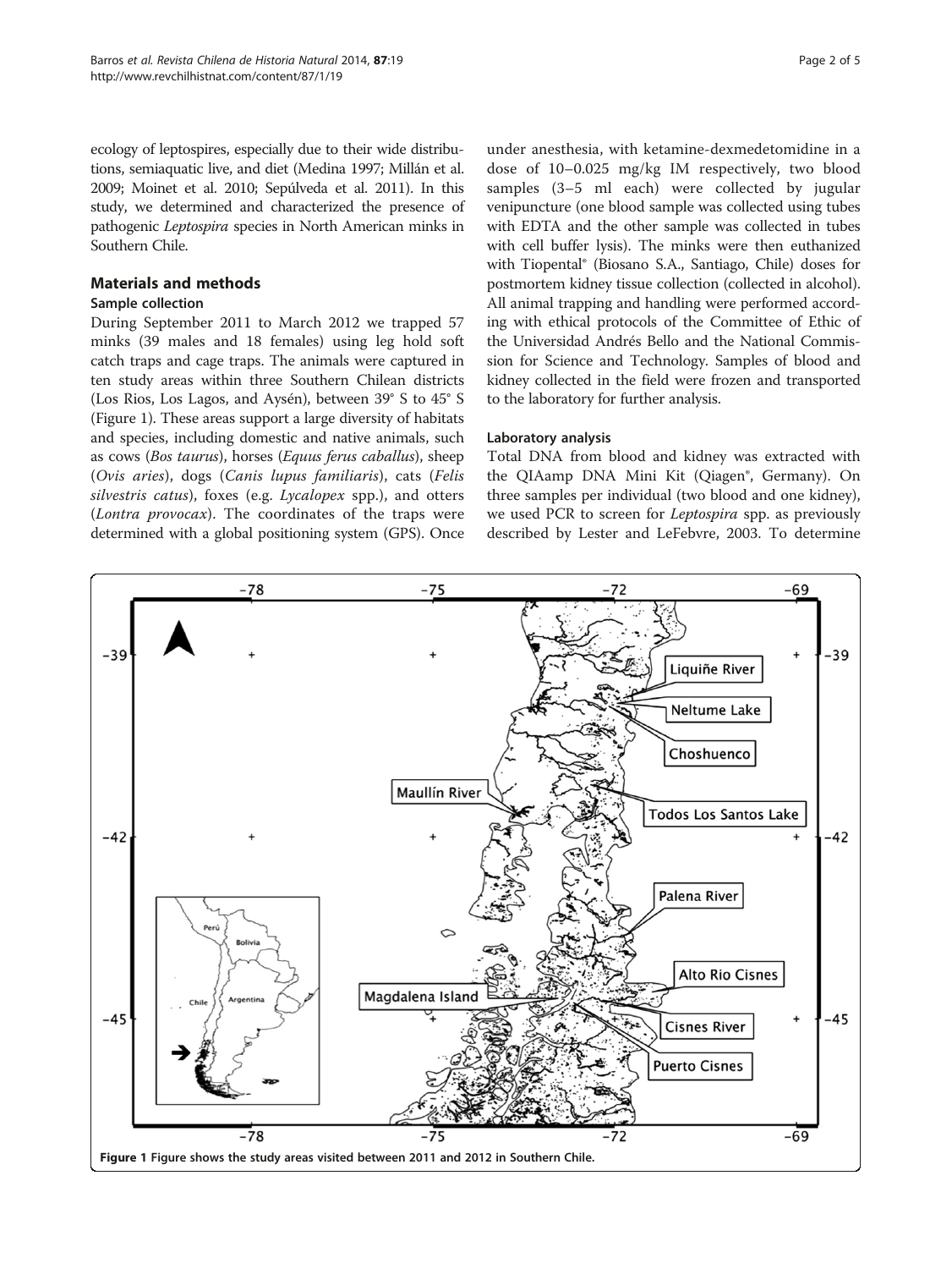ecology of leptospires, especially due to their wide distributions, semiaquatic live, and diet (Medina 1997; Millán et al. 2009; Moinet et al. 2010; Sepúlveda et al. 2011). In this study, we determined and characterized the presence of pathogenic *Leptospira* species in North American minks in Southern Chile.

## Materials and methods

### Sample collection

During September 2011 to March 2012 we trapped 57 minks (39 males and 18 females) using leg hold soft catch traps and cage traps. The animals were captured in ten study areas within three Southern Chilean districts (Los Rios, Los Lagos, and Aysén), between 39° S to 45° S (Figure 1). These areas support a large diversity of habitats and species, including domestic and native animals, such as cows (*Bos taurus*), horses (*Equus ferus caballus*), sheep (*Ovis aries*), dogs (*Canis lupus familiaris*), cats (*Felis silvestris catus*), foxes (e.g. *Lycalopex* spp.), and otters (*Lontra provocax*). The coordinates of the traps were determined with a global positioning system (GPS). Once under anesthesia, with ketamine-dexmedetomidine in a dose of 10–0.025 mg/kg IM respectively, two blood samples (3–5 ml each) were collected by jugular venipuncture (one blood sample was collected using tubes with EDTA and the other sample was collected in tubes with cell buffer lysis). The minks were then euthanized with Tiopental® (Biosano S.A., Santiago, Chile) doses for postmortem kidney tissue collection (collected in alcohol). All animal trapping and handling were performed according with ethical protocols of the Committee of Ethic of the Universidad Andrés Bello and the National Commission for Science and Technology. Samples of blood and kidney collected in the field were frozen and transported to the laboratory for further analysis.

### Laboratory analysis

Total DNA from blood and kidney was extracted with the QIAamp DNA Mini Kit (Qiagen®, Germany). On three samples per individual (two blood and one kidney), we used PCR to screen for *Leptospira* spp. as previously described by Lester and LeFebvre, 2003. To determine

**Figure 1** Figure shows the study areas visited between 2011 and 2012 in Southern Chile.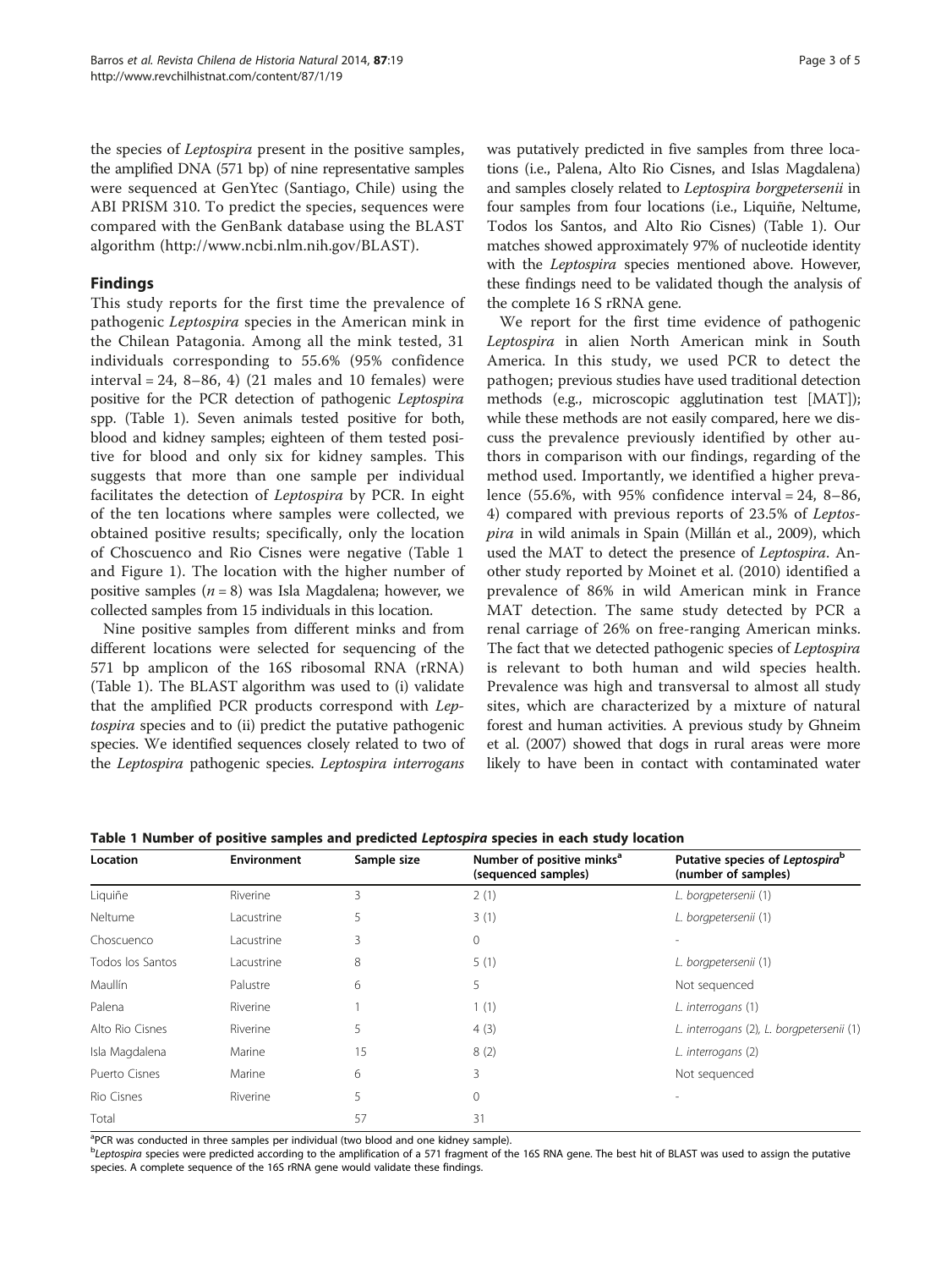the species of *Leptospira* present in the positive samples, the amplified DNA (571 bp) of nine representative samples were sequenced at GenYtec (Santiago, Chile) using the ABI PRISM 310. To predict the species, sequences were compared with the GenBank database using the BLAST algorithm (http://www.ncbi.nlm.nih.gov/BLAST).

## Findings

This study reports for the first time the prevalence of pathogenic *Leptospira* species in the American mink in the Chilean Patagonia. Among all the mink tested, 31 individuals corresponding to 55.6% (95% confidence interval = 24, 8–86, 4) (21 males and 10 females) were positive for the PCR detection of pathogenic *Leptospira* spp. (Table 1). Seven animals tested positive for both, blood and kidney samples; eighteen of them tested positive for blood and only six for kidney samples. This suggests that more than one sample per individual facilitates the detection of *Leptospira* by PCR. In eight of the ten locations where samples were collected, we obtained positive results; specifically, only the location of Choscuenco and Rio Cisnes were negative (Table 1 and Figure 1). The location with the higher number of positive samples ($n = 8$) was Isla Magdalena; however, we collected samples from 15 individuals in this location.

Nine positive samples from different minks and from different locations were selected for sequencing of the 571 bp amplicon of the 16S ribosomal RNA (rRNA) (Table 1). The BLAST algorithm was used to (i) validate that the amplified PCR products correspond with *Leptospira* species and to (ii) predict the putative pathogenic species. We identified sequences closely related to two of the *Leptospira* pathogenic species. *Leptospira interrogans* was putatively predicted in five samples from three locations (i.e., Palena, Alto Rio Cisnes, and Islas Magdalena) and samples closely related to *Leptospira borgpetersenii* in four samples from four locations (i.e., Liquiñe, Neltume, Todos los Santos, and Alto Rio Cisnes) (Table 1). Our matches showed approximately 97% of nucleotide identity with the *Leptospira* species mentioned above. However, these findings need to be validated though the analysis of the complete 16 S rRNA gene.

We report for the first time evidence of pathogenic *Leptospira* in alien North American mink in South America. In this study, we used PCR to detect the pathogen; previous studies have used traditional detection methods (e.g., microscopic agglutination test [MAT]); while these methods are not easily compared, here we discuss the prevalence previously identified by other authors in comparison with our findings, regarding of the method used. Importantly, we identified a higher prevalence (55.6%, with 95% confidence interval = 24, 8–86, 4) compared with previous reports of 23.5% of *Leptospira* in wild animals in Spain (Millán et al., 2009), which used the MAT to detect the presence of *Leptospira*. Another study reported by Moinet et al. (2010) identified a prevalence of 86% in wild American mink in France MAT detection. The same study detected by PCR a renal carriage of 26% on free-ranging American minks. The fact that we detected pathogenic species of *Leptospira* is relevant to both human and wild species health. Prevalence was high and transversal to almost all study sites, which are characterized by a mixture of natural forest and human activities. A previous study by Ghneim et al. (2007) showed that dogs in rural areas were more likely to have been in contact with contaminated water

**Table 1 Number of positive samples and predicted *Leptospira* species in each study location**

| Location | Environment | Sample size | Number of positive minks[a] (sequenced samples) | Putative species of *Leptospira*[b] (number of samples) |
|---|---|---|---|---|
| Liquiñe | Riverine | 3 | 2 (1) | *L. borgpetersenii* (1) |
| Neltume | Lacustrine | 5 | 3 (1) | *L. borgpetersenii* (1) |
| Choscuenco | Lacustrine | 3 | 0 | - |
| Todos los Santos | Lacustrine | 8 | 5 (1) | *L. borgpetersenii* (1) |
| Maullín | Palustre | 6 | 5 | Not sequenced |
| Palena | Riverine | 1 | 1 (1) | *L. interrogans* (1) |
| Alto Rio Cisnes | Riverine | 5 | 4 (3) | *L. interrogans* (2), *L. borgpetersenii* (1) |
| Isla Magdalena | Marine | 15 | 8 (2) | *L. interrogans* (2) |
| Puerto Cisnes | Marine | 6 | 3 | Not sequenced |
| Rio Cisnes | Riverine | 5 | 0 | - |
| Total | | 57 | 31 | |

[a]PCR was conducted in three samples per individual (two blood and one kidney sample).
[b]*Leptospira* species were predicted according to the amplification of a 571 fragment of the 16S RNA gene. The best hit of BLAST was used to assign the putative species. A complete sequence of the 16S rRNA gene would validate these findings.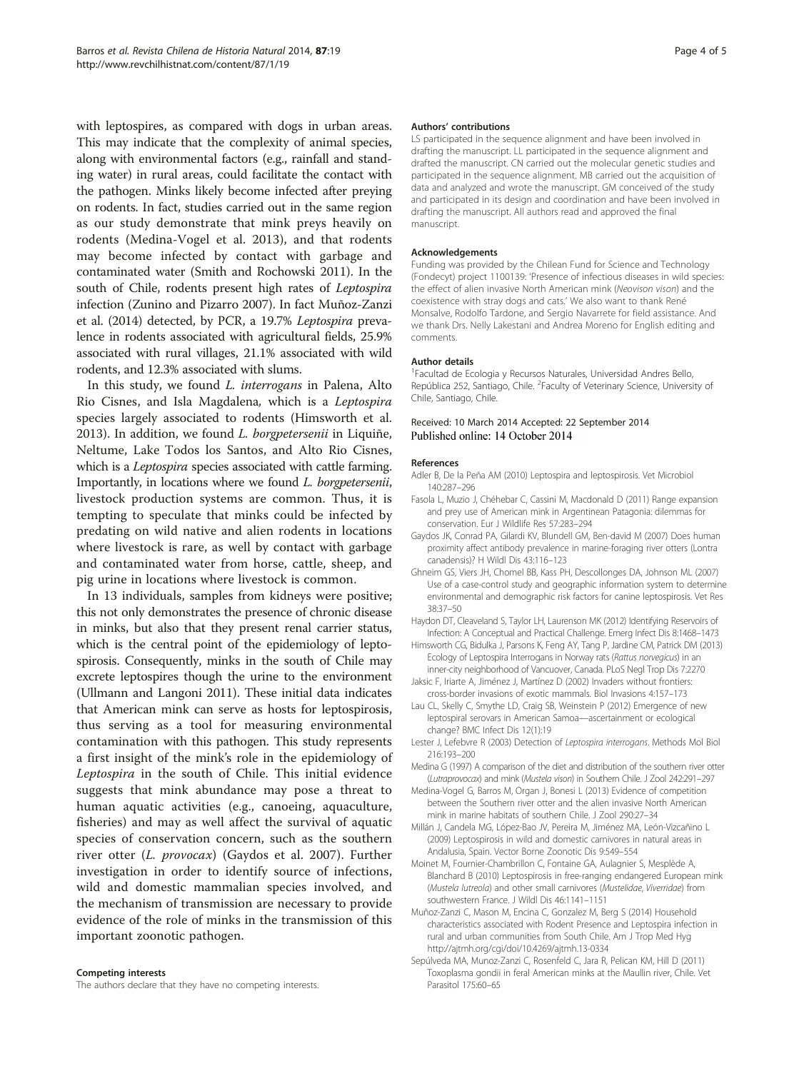with leptospires, as compared with dogs in urban areas. This may indicate that the complexity of animal species, along with environmental factors (e.g., rainfall and standing water) in rural areas, could facilitate the contact with the pathogen. Minks likely become infected after preying on rodents. In fact, studies carried out in the same region as our study demonstrate that mink preys heavily on rodents (Medina-Vogel et al. 2013), and that rodents may become infected by contact with garbage and contaminated water (Smith and Rochowski 2011). In the south of Chile, rodents present high rates of *Leptospira* infection (Zunino and Pizarro 2007). In fact Muñoz-Zanzi et al. (2014) detected, by PCR, a 19.7% *Leptospira* prevalence in rodents associated with agricultural fields, 25.9% associated with rural villages, 21.1% associated with wild rodents, and 12.3% associated with slums.

In this study, we found *L. interrogans* in Palena, Alto Rio Cisnes, and Isla Magdalena, which is a *Leptospira* species largely associated to rodents (Himsworth et al. 2013). In addition, we found *L. borgpetersenii* in Liquiñe, Neltume, Lake Todos los Santos, and Alto Rio Cisnes, which is a *Leptospira* species associated with cattle farming. Importantly, in locations where we found *L. borgpetersenii*, livestock production systems are common. Thus, it is tempting to speculate that minks could be infected by predating on wild native and alien rodents in locations where livestock is rare, as well by contact with garbage and contaminated water from horse, cattle, sheep, and pig urine in locations where livestock is common.

In 13 individuals, samples from kidneys were positive; this not only demonstrates the presence of chronic disease in minks, but also that they present renal carrier status, which is the central point of the epidemiology of leptospirosis. Consequently, minks in the south of Chile may excrete leptospires though the urine to the environment (Ullmann and Langoni 2011). These initial data indicates that American mink can serve as hosts for leptospirosis, thus serving as a tool for measuring environmental contamination with this pathogen. This study represents a first insight of the mink's role in the epidemiology of *Leptospira* in the south of Chile. This initial evidence suggests that mink abundance may pose a threat to human aquatic activities (e.g., canoeing, aquaculture, fisheries) and may as well affect the survival of aquatic species of conservation concern, such as the southern river otter (*L. provocax*) (Gaydos et al. 2007). Further investigation in order to identify source of infections, wild and domestic mammalian species involved, and the mechanism of transmission are necessary to provide evidence of the role of minks in the transmission of this important zoonotic pathogen.

#### Competing interests
The authors declare that they have no competing interests.

#### Authors' contributions
LS participated in the sequence alignment and have been involved in drafting the manuscript. LL participated in the sequence alignment and drafted the manuscript. CN carried out the molecular genetic studies and participated in the sequence alignment. MB carried out the acquisition of data and analyzed and wrote the manuscript. GM conceived of the study and participated in its design and coordination and have been involved in drafting the manuscript. All authors read and approved the final manuscript.

#### Acknowledgements
Funding was provided by the Chilean Fund for Science and Technology (Fondecyt) project 1100139: 'Presence of infectious diseases in wild species: the effect of alien invasive North American mink (*Neovison vison*) and the coexistence with stray dogs and cats.' We also want to thank René Monsalve, Rodolfo Tardone, and Sergio Navarrete for field assistance. And we thank Drs. Nelly Lakestani and Andrea Moreno for English editing and comments.

#### Author details
[1]Facultad de Ecologia y Recursos Naturales, Universidad Andres Bello, República 252, Santiago, Chile. [2]Faculty of Veterinary Science, University of Chile, Santiago, Chile.

Received: 10 March 2014 Accepted: 22 September 2014
Published online: 14 October 2014

#### References
Adler B, De la Peña AM (2010) Leptospira and leptospirosis. Vet Microbiol 140:287–296

Fasola L, Muzio J, Chéhebar C, Cassini M, Macdonald D (2011) Range expansion and prey use of American mink in Argentinean Patagonia: dilemmas for conservation. Eur J Wildlife Res 57:283–294

Gaydos JK, Conrad PA, Gilardi KV, Blundell GM, Ben-david M (2007) Does human proximity affect antibody prevalence in marine-foraging river otters (Lontra canadensis)? H Wildl Dis 43:116–123

Ghneim GS, Viers JH, Chomel BB, Kass PH, Descollonges DA, Johnson ML (2007) Use of a case-control study and geographic information system to determine environmental and demographic risk factors for canine leptospirosis. Vet Res 38:37–50

Haydon DT, Cleaveland S, Taylor LH, Laurenson MK (2012) Identifying Reservoirs of Infection: A Conceptual and Practical Challenge. Emerg Infect Dis 8:1468–1473

Himsworth CG, Bidulka J, Parsons K, Feng AY, Tang P, Jardine CM, Patrick DM (2013) Ecology of Leptospira Interrogans in Norway rats (*Rattus norvegicus*) in an inner-city neighborhood of Vancouver, Canada. PLoS Negl Trop Dis 7:2270

Jaksic F, Iriarte A, Jiménez J, Martínez D (2002) Invaders without frontiers: cross-border invasions of exotic mammals. Biol Invasions 4:157–173

Lau CL, Skelly C, Smythe LD, Craig SB, Weinstein P (2012) Emergence of new leptospiral serovars in American Samoa—ascertainment or ecological change? BMC Infect Dis 12(1):19

Lester J, Lefebvre R (2003) Detection of *Leptospira interrogans*. Methods Mol Biol 216:193–200

Medina G (1997) A comparison of the diet and distribution of the southern river otter (*Lutraprovocax*) and mink (*Mustela vison*) in Southern Chile. J Zool 242:291–297

Medina-Vogel G, Barros M, Organ J, Bonesi L (2013) Evidence of competition between the Southern river otter and the alien invasive North American mink in marine habitats of southern Chile. J Zool 290:27–34

Millán J, Candela MG, López-Bao JV, Pereira M, Jiménez MA, León-Vizcañino L (2009) Leptospirosis in wild and domestic carnivores in natural areas in Andalusia, Spain. Vector Borne Zoonotic Dis 9:549–554

Moinet M, Fournier-Chambrillon C, Fontaine GA, Aulagnier S, Mesplède A, Blanchard B (2010) Leptospirosis in free-ranging endangered European mink (*Mustela lutreola*) and other small carnivores (*Mustelidae*, *Viverridae*) from southwestern France. J Wildl Dis 46:1141–1151

Muñoz-Zanzi C, Mason M, Encina C, Gonzalez M, Berg S (2014) Household characteristics associated with Rodent Presence and Leptospira infection in rural and urban communities from South Chile. Am J Trop Med Hyg http://ajtmh.org/cgi/doi/10.4269/ajtmh.13-0334

Sepúlveda MA, Munoz-Zanzi C, Rosenfeld C, Jara R, Pelican KM, Hill D (2011) Toxoplasma gondii in feral American minks at the Maullin river, Chile. Vet Parasitol 175:60–65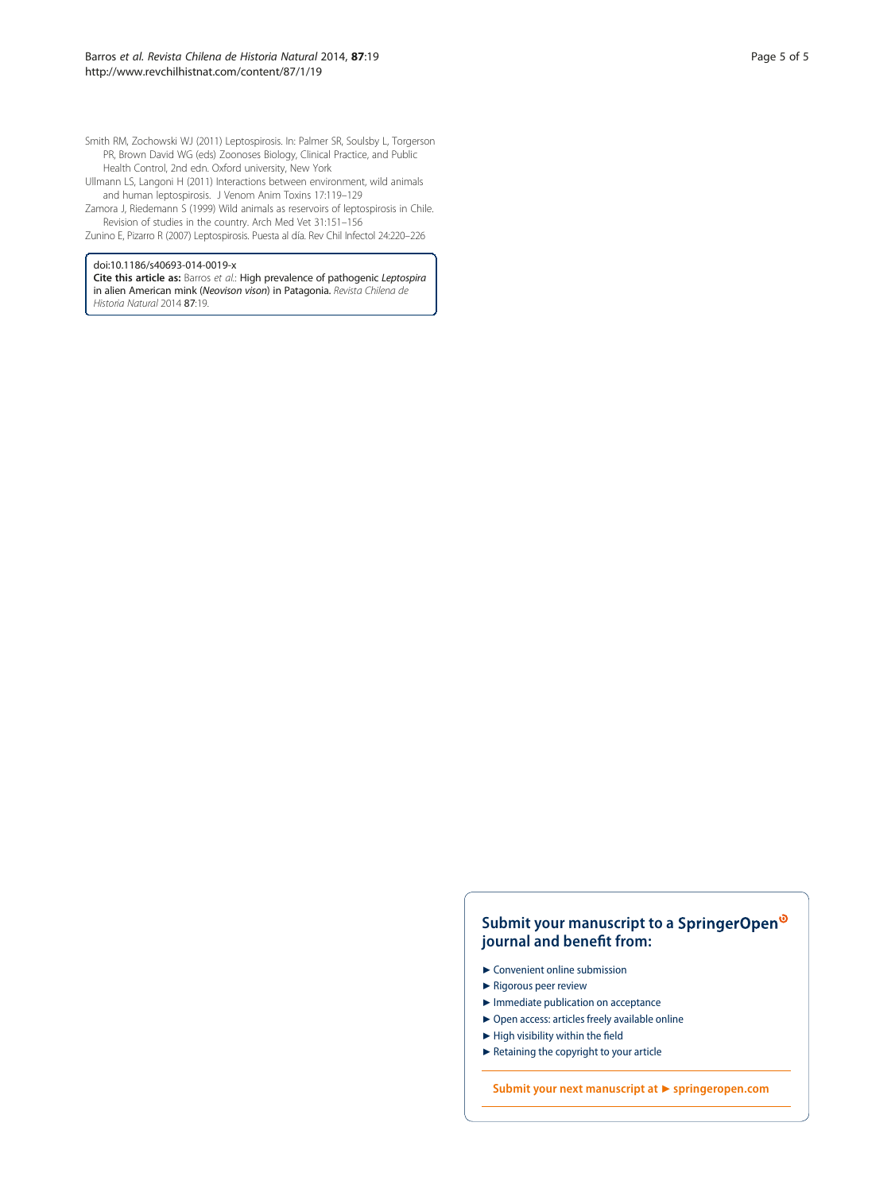Smith RM, Zochowski WJ (2011) Leptospirosis. In: Palmer SR, Soulsby L, Torgerson PR, Brown David WG (eds) Zoonoses Biology, Clinical Practice, and Public Health Control, 2nd edn. Oxford university, New York

Ullmann LS, Langoni H (2011) Interactions between environment, wild animals and human leptospirosis. J Venom Anim Toxins 17:119–129

Zamora J, Riedemann S (1999) Wild animals as reservoirs of leptospirosis in Chile. Revision of studies in the country. Arch Med Vet 31:151–156

Zunino E, Pizarro R (2007) Leptospirosis. Puesta al día. Rev Chil Infectol 24:220–226

doi:10.1186/s40693-014-0019-x

**Cite this article as:** Barros *et al.*: High prevalence of pathogenic *Leptospira* in alien American mink (*Neovison vison*) in Patagonia. *Revista Chilena de Historia Natural* 2014 **87**:19.

**Submit your manuscript to a SpringerOpen journal and benefit from:**

- ► Convenient online submission
- ► Rigorous peer review
- ► Immediate publication on acceptance
- ► Open access: articles freely available online
- ► High visibility within the field
- ► Retaining the copyright to your article

**Submit your next manuscript at ► springeropen.com**